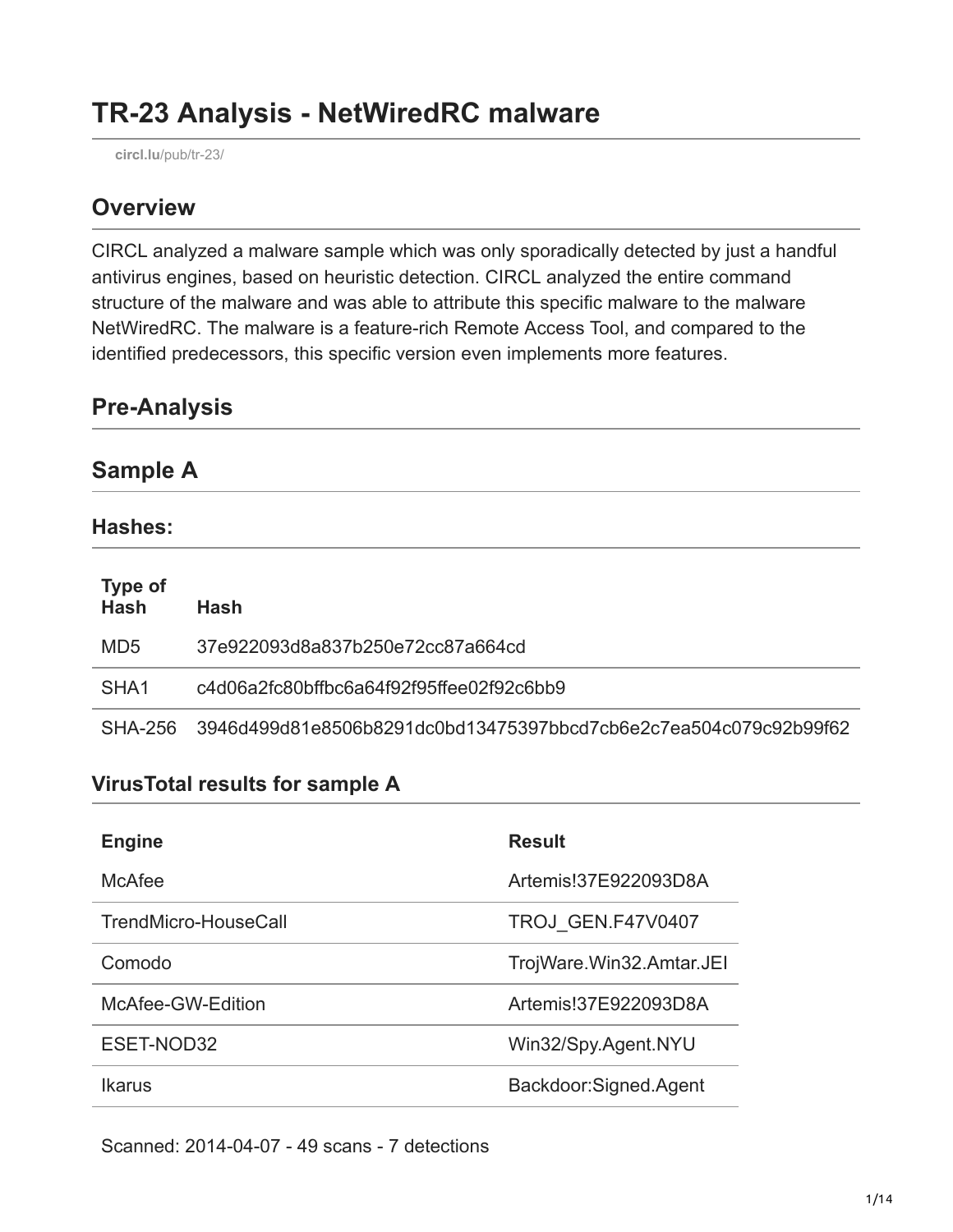# TR-23 Analysis - NetWiredRC malware

circl.lu/pub/tr-23/

## Overview

CIRCL analyzed a malware sample which was only sporadically detected by just a handful antivirus engines, based on heuristic detection. CIRCL analyzed the entire command structure of the malware and was able to attribute this specific malware to the malware NetWiredRC. The malware is a feature-rich Remote Access Tool, and compared to the identified predecessors, this specific version even implements more features.

## Pre-Analysis

## Sample A

### Hashes:

| Type of Hash | Hash |
|---|---|
| MD5 | 37e922093d8a837b250e72cc87a664cd |
| SHA1 | c4d06a2fc80bffbc6a64f92f95ffee02f92c6bb9 |
| SHA-256 | 3946d499d81e8506b8291dc0bd13475397bbcd7cb6e2c7ea504c079c92b99f62 |

### VirusTotal results for sample A

| Engine | Result |
|---|---|
| McAfee | Artemis!37E922093D8A |
| TrendMicro-HouseCall | TROJ_GEN.F47V0407 |
| Comodo | TrojWare.Win32.Amtar.JEI |
| McAfee-GW-Edition | Artemis!37E922093D8A |
| ESET-NOD32 | Win32/Spy.Agent.NYU |
| Ikarus | Backdoor:Signed.Agent |

Scanned: 2014-04-07 - 49 scans - 7 detections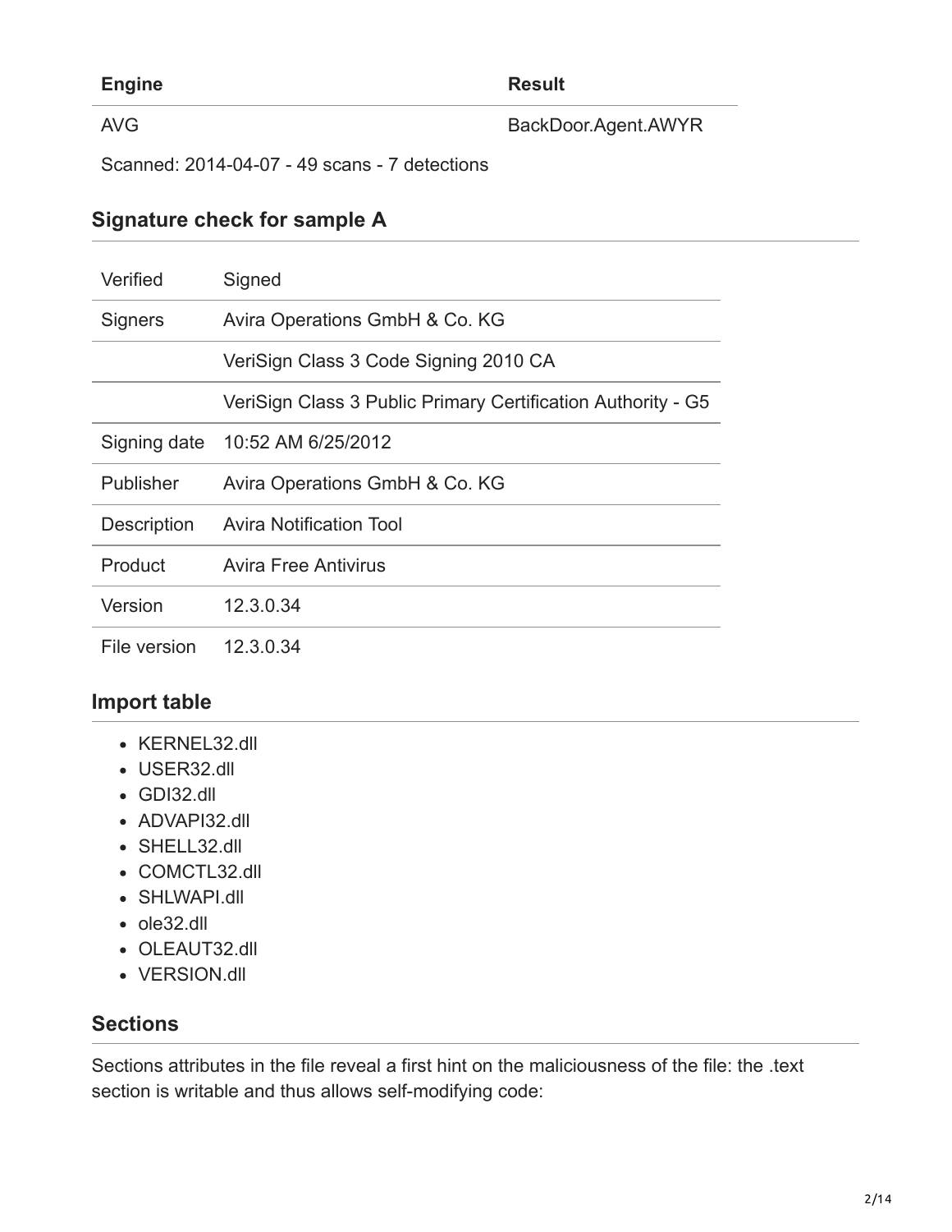| Engine | Result |
| --- | --- |
| AVG | BackDoor.Agent.AWYR |

Scanned: 2014-04-07 - 49 scans - 7 detections

## Signature check for sample A

| | |
| --- | --- |
| Verified | Signed |
| Signers | Avira Operations GmbH & Co. KG |
| | VeriSign Class 3 Code Signing 2010 CA |
| | VeriSign Class 3 Public Primary Certification Authority - G5 |
| Signing date | 10:52 AM 6/25/2012 |
| Publisher | Avira Operations GmbH & Co. KG |
| Description | Avira Notification Tool |
| Product | Avira Free Antivirus |
| Version | 12.3.0.34 |
| File version | 12.3.0.34 |

## Import table

- KERNEL32.dll
- USER32.dll
- GDI32.dll
- ADVAPI32.dll
- SHELL32.dll
- COMCTL32.dll
- SHLWAPI.dll
- ole32.dll
- OLEAUT32.dll
- VERSION.dll

## Sections

Sections attributes in the file reveal a first hint on the maliciousness of the file: the .text section is writable and thus allows self-modifying code: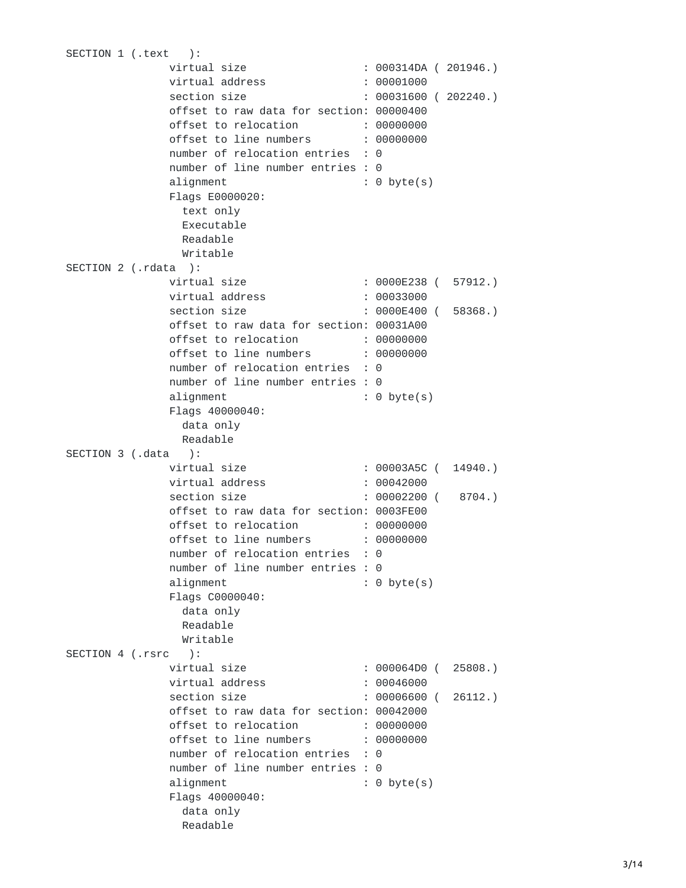```
SECTION 1 (.text   ):
               virtual size                  : 000314DA ( 201946.)
               virtual address               : 00001000
               section size                  : 00031600 ( 202240.)
               offset to raw data for section: 00000400
               offset to relocation          : 00000000
               offset to line numbers        : 00000000
               number of relocation entries  : 0
               number of line number entries : 0
               alignment                     : 0 byte(s)
               Flags E0000020:
                 text only
                 Executable
                 Readable
                 Writable
SECTION 2 (.rdata  ):
               virtual size                  : 0000E238 (  57912.)
               virtual address               : 00033000
               section size                  : 0000E400 (  58368.)
               offset to raw data for section: 00031A00
               offset to relocation          : 00000000
               offset to line numbers        : 00000000
               number of relocation entries  : 0
               number of line number entries : 0
               alignment                     : 0 byte(s)
               Flags 40000040:
                 data only
                 Readable
SECTION 3 (.data   ):
               virtual size                  : 00003A5C (  14940.)
               virtual address               : 00042000
               section size                  : 00002200 (   8704.)
               offset to raw data for section: 0003FE00
               offset to relocation          : 00000000
               offset to line numbers        : 00000000
               number of relocation entries  : 0
               number of line number entries : 0
               alignment                     : 0 byte(s)
               Flags C0000040:
                 data only
                 Readable
                 Writable
SECTION 4 (.rsrc   ):
               virtual size                  : 000064D0 (  25808.)
               virtual address               : 00046000
               section size                  : 00006600 (  26112.)
               offset to raw data for section: 00042000
               offset to relocation          : 00000000
               offset to line numbers        : 00000000
               number of relocation entries  : 0
               number of line number entries : 0
               alignment                     : 0 byte(s)
               Flags 40000040:
                 data only
                 Readable
```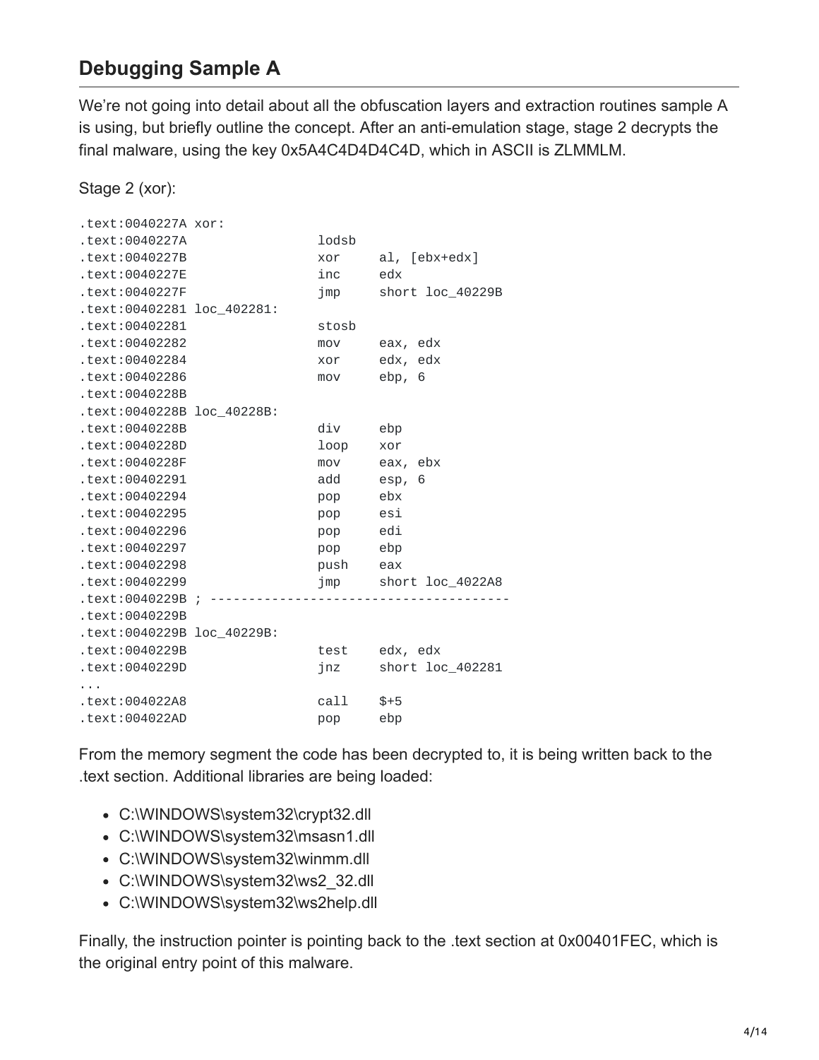## Debugging Sample A

We're not going into detail about all the obfuscation layers and extraction routines sample A is using, but briefly outline the concept. After an anti-emulation stage, stage 2 decrypts the final malware, using the key 0x5A4C4D4D4C4D, which in ASCII is ZLMMLM.

Stage 2 (xor):

```
.text:0040227A xor:
.text:0040227A                 lodsb
.text:0040227B                 xor     al, [ebx+edx]
.text:0040227E                 inc     edx
.text:0040227F                 jmp     short loc_40229B
.text:00402281 loc_402281:
.text:00402281                 stosb
.text:00402282                 mov     eax, edx
.text:00402284                 xor     edx, edx
.text:00402286                 mov     ebp, 6
.text:0040228B
.text:0040228B loc_40228B:
.text:0040228B                 div     ebp
.text:0040228D                 loop    xor
.text:0040228F                 mov     eax, ebx
.text:00402291                 add     esp, 6
.text:00402294                 pop     ebx
.text:00402295                 pop     esi
.text:00402296                 pop     edi
.text:00402297                 pop     ebp
.text:00402298                 push    eax
.text:00402299                 jmp     short loc_4022A8
.text:0040229B ; -------------------------------------
.text:0040229B
.text:0040229B loc_40229B:
.text:0040229B                 test    edx, edx
.text:0040229D                 jnz     short loc_402281
...
.text:004022A8                 call    $+5
.text:004022AD                 pop     ebp
```

From the memory segment the code has been decrypted to, it is being written back to the .text section. Additional libraries are being loaded:

- C:\WINDOWS\system32\crypt32.dll
- C:\WINDOWS\system32\msasn1.dll
- C:\WINDOWS\system32\winmm.dll
- C:\WINDOWS\system32\ws2_32.dll
- C:\WINDOWS\system32\ws2help.dll

Finally, the instruction pointer is pointing back to the .text section at 0x00401FEC, which is the original entry point of this malware.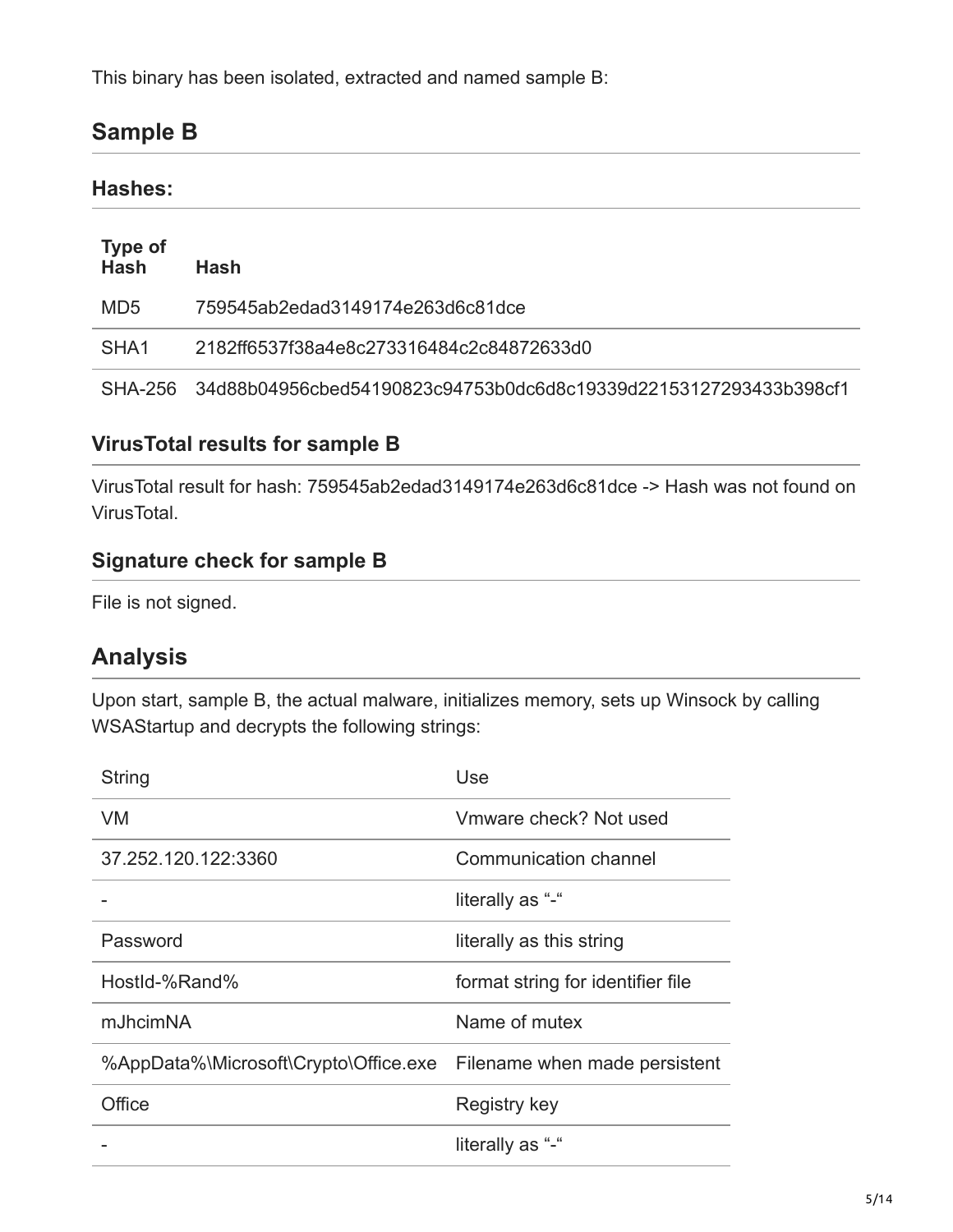This binary has been isolated, extracted and named sample B:

## Sample B

### Hashes:

| Type of Hash | Hash |
|---|---|
| MD5 | 759545ab2edad3149174e263d6c81dce |
| SHA1 | 2182ff6537f38a4e8c273316484c2c84872633d0 |
| SHA-256 | 34d88b04956cbed54190823c94753b0dc6d8c19339d22153127293433b398cf1 |

### VirusTotal results for sample B

VirusTotal result for hash: 759545ab2edad3149174e263d6c81dce -> Hash was not found on VirusTotal.

### Signature check for sample B

File is not signed.

## Analysis

Upon start, sample B, the actual malware, initializes memory, sets up Winsock by calling WSAStartup and decrypts the following strings:

| String | Use |
|---|---|
| VM | Vmware check? Not used |
| 37.252.120.122:3360 | Communication channel |
| - | literally as "-" |
| Password | literally as this string |
| HostId-%Rand% | format string for identifier file |
| mJhcimNA | Name of mutex |
| %AppData%\Microsoft\Crypto\Office.exe | Filename when made persistent |
| Office | Registry key |
| - | literally as "-" |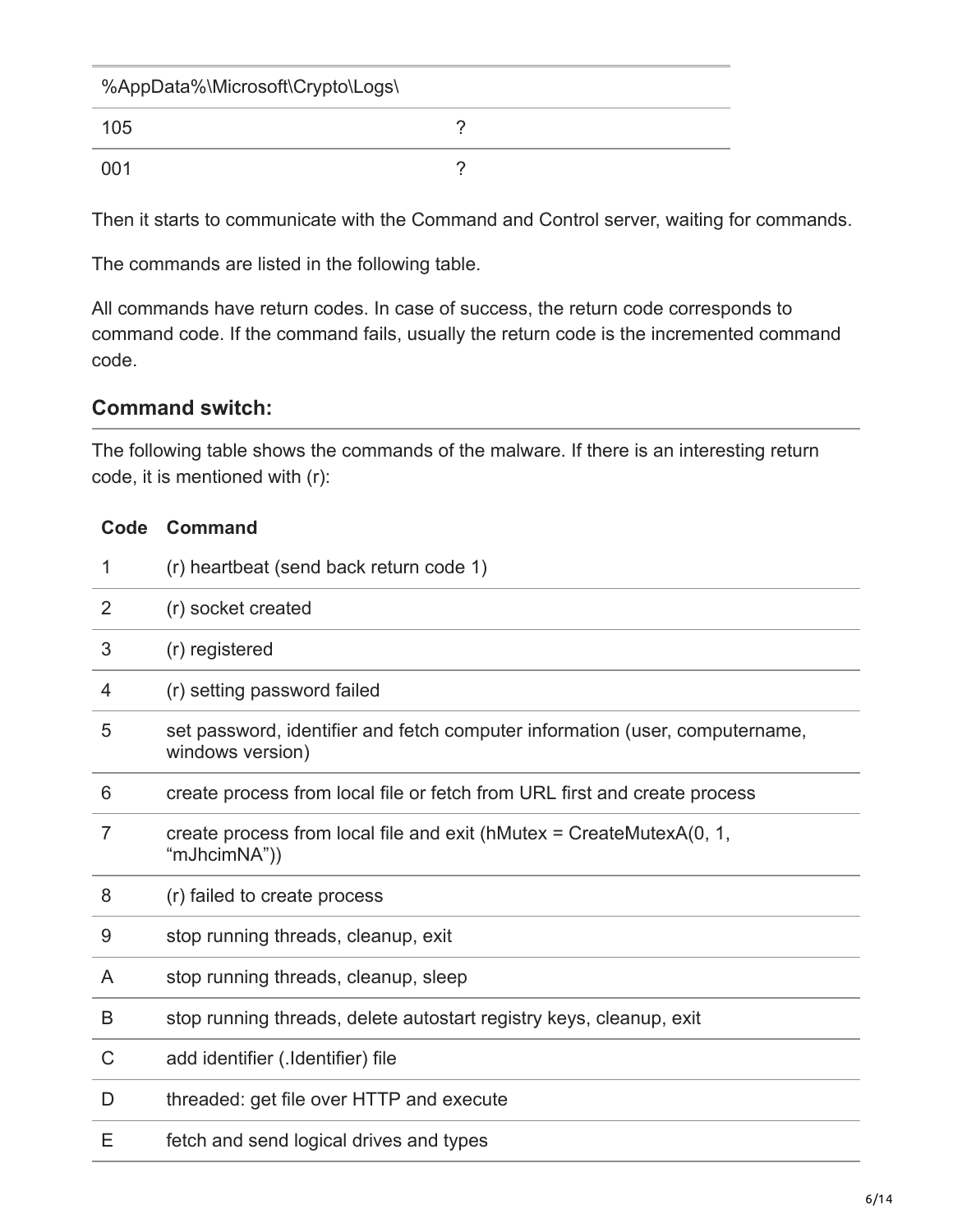| %AppData%\Microsoft\Crypto\Logs\ | |
| --- | --- |
| 105 | ? |
| 001 | ? |

Then it starts to communicate with the Command and Control server, waiting for commands.

The commands are listed in the following table.

All commands have return codes. In case of success, the return code corresponds to command code. If the command fails, usually the return code is the incremented command code.

### Command switch:

The following table shows the commands of the malware. If there is an interesting return code, it is mentioned with (r):

| Code | Command |
| --- | --- |
| 1 | (r) heartbeat (send back return code 1) |
| 2 | (r) socket created |
| 3 | (r) registered |
| 4 | (r) setting password failed |
| 5 | set password, identifier and fetch computer information (user, computername, windows version) |
| 6 | create process from local file or fetch from URL first and create process |
| 7 | create process from local file and exit (hMutex = CreateMutexA(0, 1, “mJhcimNA”)) |
| 8 | (r) failed to create process |
| 9 | stop running threads, cleanup, exit |
| A | stop running threads, cleanup, sleep |
| B | stop running threads, delete autostart registry keys, cleanup, exit |
| C | add identifier (.Identifier) file |
| D | threaded: get file over HTTP and execute |
| E | fetch and send logical drives and types |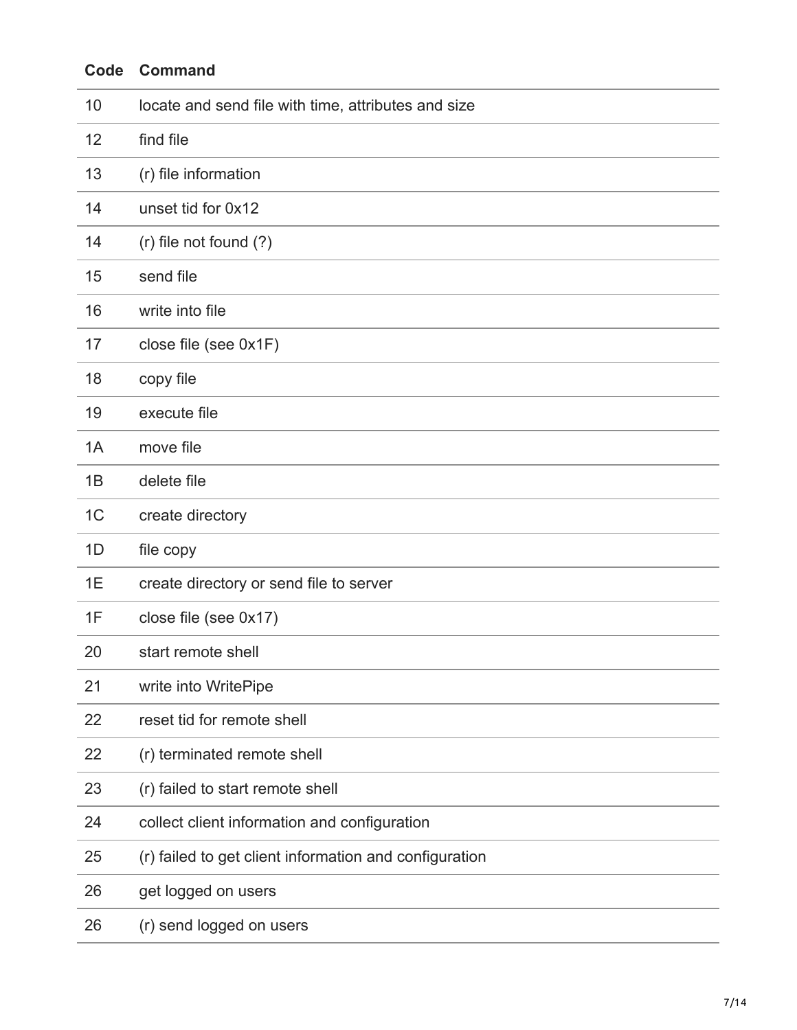| Code | Command |
| --- | --- |
| 10 | locate and send file with time, attributes and size |
| 12 | find file |
| 13 | (r) file information |
| 14 | unset tid for 0x12 |
| 14 | (r) file not found (?) |
| 15 | send file |
| 16 | write into file |
| 17 | close file (see 0x1F) |
| 18 | copy file |
| 19 | execute file |
| 1A | move file |
| 1B | delete file |
| 1C | create directory |
| 1D | file copy |
| 1E | create directory or send file to server |
| 1F | close file (see 0x17) |
| 20 | start remote shell |
| 21 | write into WritePipe |
| 22 | reset tid for remote shell |
| 22 | (r) terminated remote shell |
| 23 | (r) failed to start remote shell |
| 24 | collect client information and configuration |
| 25 | (r) failed to get client information and configuration |
| 26 | get logged on users |
| 26 | (r) send logged on users |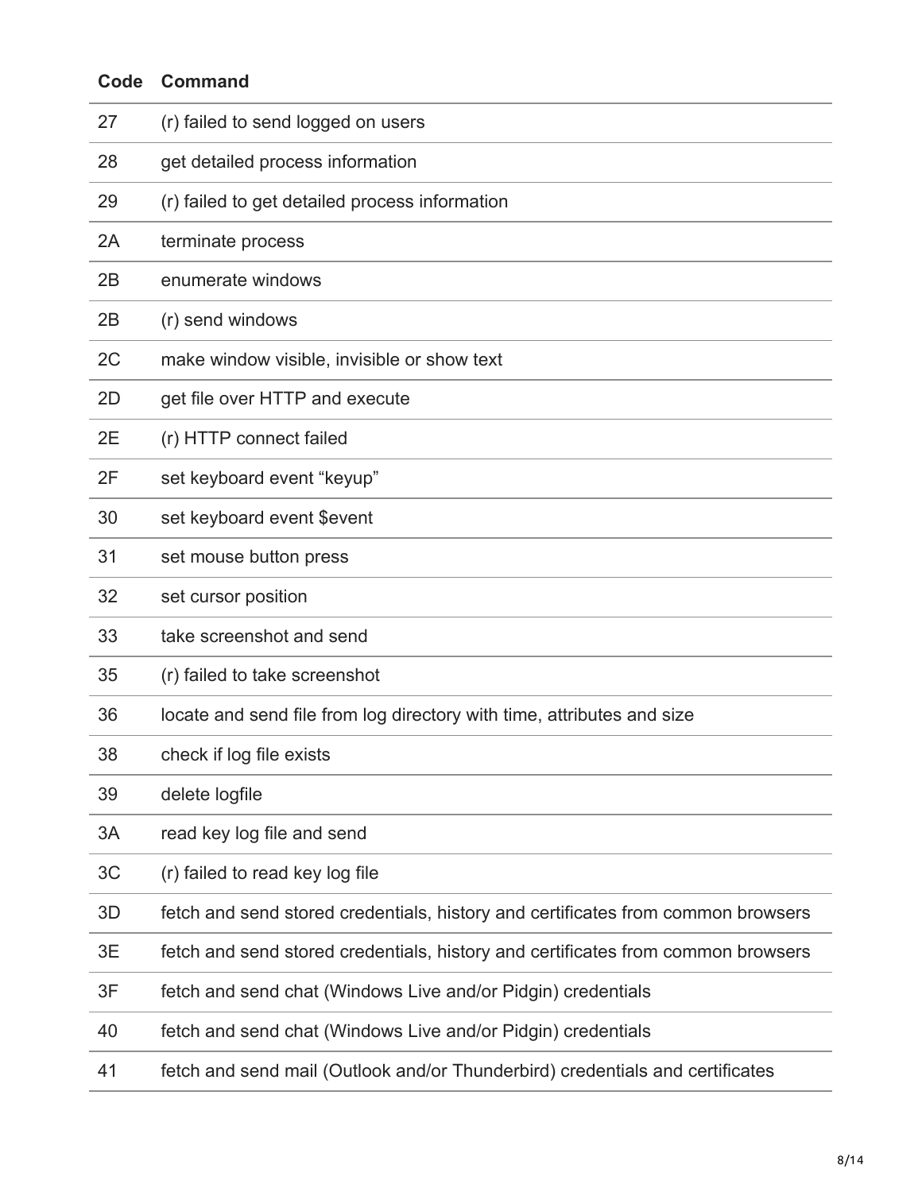| Code | Command |
| --- | --- |
| 27 | (r) failed to send logged on users |
| 28 | get detailed process information |
| 29 | (r) failed to get detailed process information |
| 2A | terminate process |
| 2B | enumerate windows |
| 2B | (r) send windows |
| 2C | make window visible, invisible or show text |
| 2D | get file over HTTP and execute |
| 2E | (r) HTTP connect failed |
| 2F | set keyboard event “keyup” |
| 30 | set keyboard event $event |
| 31 | set mouse button press |
| 32 | set cursor position |
| 33 | take screenshot and send |
| 35 | (r) failed to take screenshot |
| 36 | locate and send file from log directory with time, attributes and size |
| 38 | check if log file exists |
| 39 | delete logfile |
| 3A | read key log file and send |
| 3C | (r) failed to read key log file |
| 3D | fetch and send stored credentials, history and certificates from common browsers |
| 3E | fetch and send stored credentials, history and certificates from common browsers |
| 3F | fetch and send chat (Windows Live and/or Pidgin) credentials |
| 40 | fetch and send chat (Windows Live and/or Pidgin) credentials |
| 41 | fetch and send mail (Outlook and/or Thunderbird) credentials and certificates |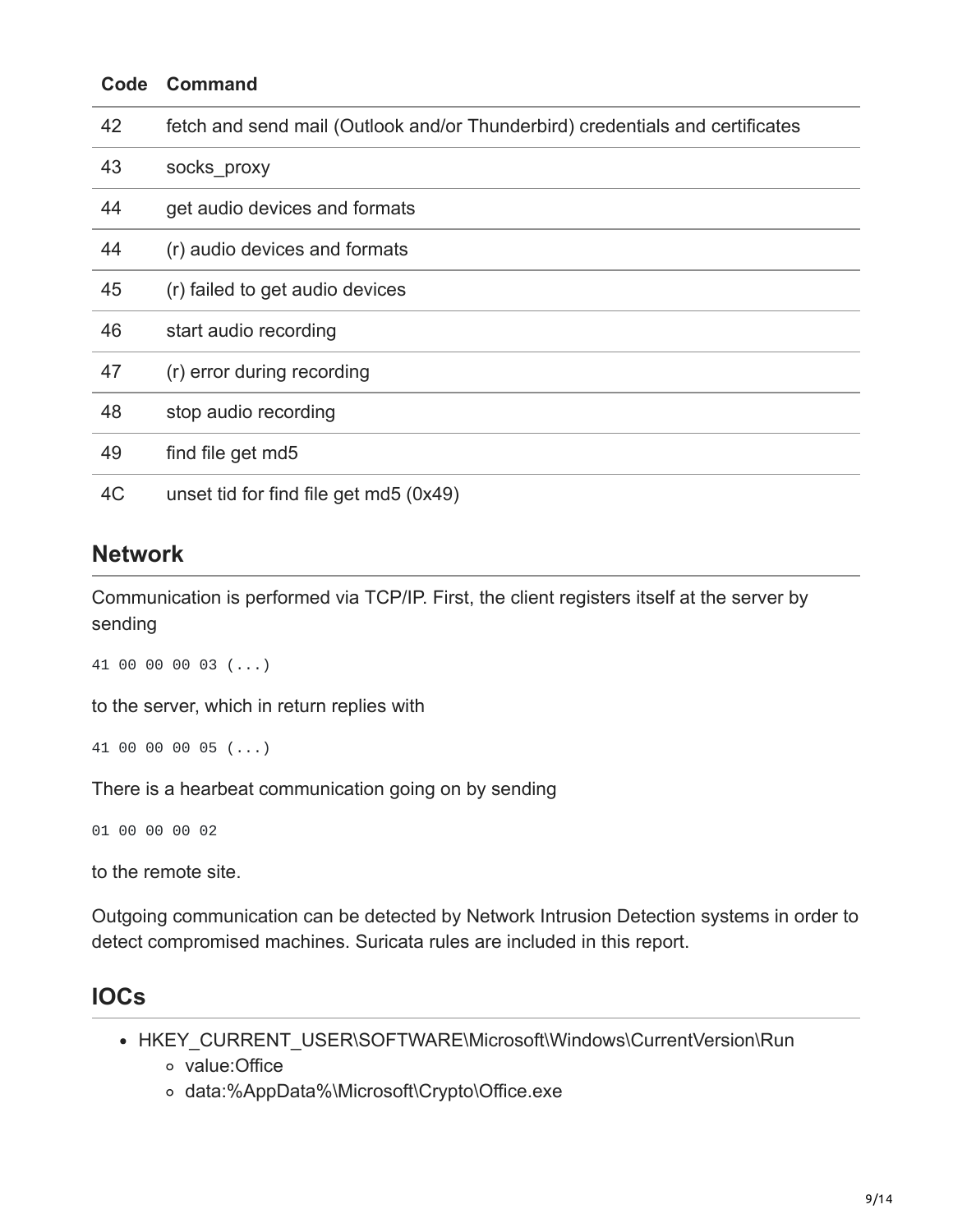| Code | Command |
| --- | --- |
| 42 | fetch and send mail (Outlook and/or Thunderbird) credentials and certificates |
| 43 | socks_proxy |
| 44 | get audio devices and formats |
| 44 | (r) audio devices and formats |
| 45 | (r) failed to get audio devices |
| 46 | start audio recording |
| 47 | (r) error during recording |
| 48 | stop audio recording |
| 49 | find file get md5 |
| 4C | unset tid for find file get md5 (0x49) |

## Network

Communication is performed via TCP/IP. First, the client registers itself at the server by sending

```
41 00 00 00 03 (...)
```

to the server, which in return replies with

```
41 00 00 00 05 (...)
```

There is a hearbeat communication going on by sending

```
01 00 00 00 02
```

to the remote site.

Outgoing communication can be detected by Network Intrusion Detection systems in order to detect compromised machines. Suricata rules are included in this report.

## IOCs

- HKEY_CURRENT_USER\SOFTWARE\Microsoft\Windows\CurrentVersion\Run
  - value:Office
  - data:%AppData%\Microsoft\Crypto\Office.exe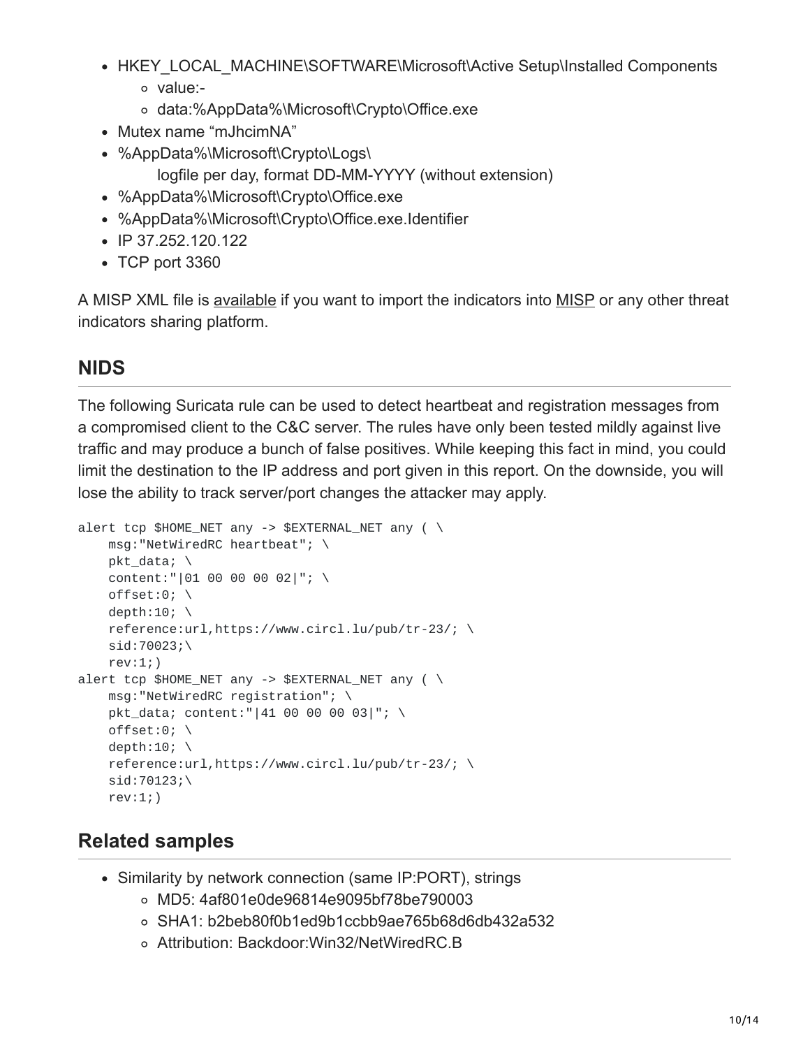- HKEY_LOCAL_MACHINE\SOFTWARE\Microsoft\Active Setup\Installed Components
    - value:-
    - data:%AppData%\Microsoft\Crypto\Office.exe
- Mutex name "mJhcimNA"
- %AppData%\Microsoft\Crypto\Logs\
  logfile per day, format DD-MM-YYYY (without extension)
- %AppData%\Microsoft\Crypto\Office.exe
- %AppData%\Microsoft\Crypto\Office.exe.Identifier
- IP 37.252.120.122
- TCP port 3360

A MISP XML file is available if you want to import the indicators into MISP or any other threat indicators sharing platform.

## NIDS

The following Suricata rule can be used to detect heartbeat and registration messages from a compromised client to the C&C server. The rules have only been tested mildly against live traffic and may produce a bunch of false positives. While keeping this fact in mind, you could limit the destination to the IP address and port given in this report. On the downside, you will lose the ability to track server/port changes the attacker may apply.

```
alert tcp $HOME_NET any -> $EXTERNAL_NET any ( \
    msg:"NetWiredRC heartbeat"; \
    pkt_data; \
    content:"|01 00 00 00 02|"; \
    offset:0; \
    depth:10; \
    reference:url,https://www.circl.lu/pub/tr-23/; \
    sid:70023;\
    rev:1;)
alert tcp $HOME_NET any -> $EXTERNAL_NET any ( \
    msg:"NetWiredRC registration"; \
    pkt_data; content:"|41 00 00 00 03|"; \
    offset:0; \
    depth:10; \
    reference:url,https://www.circl.lu/pub/tr-23/; \
    sid:70123;\
    rev:1;)
```

## Related samples

- Similarity by network connection (same IP:PORT), strings
    - MD5: 4af801e0de96814e9095bf78be790003
    - SHA1: b2beb80f0b1ed9b1ccbb9ae765b68d6db432a532
    - Attribution: Backdoor:Win32/NetWiredRC.B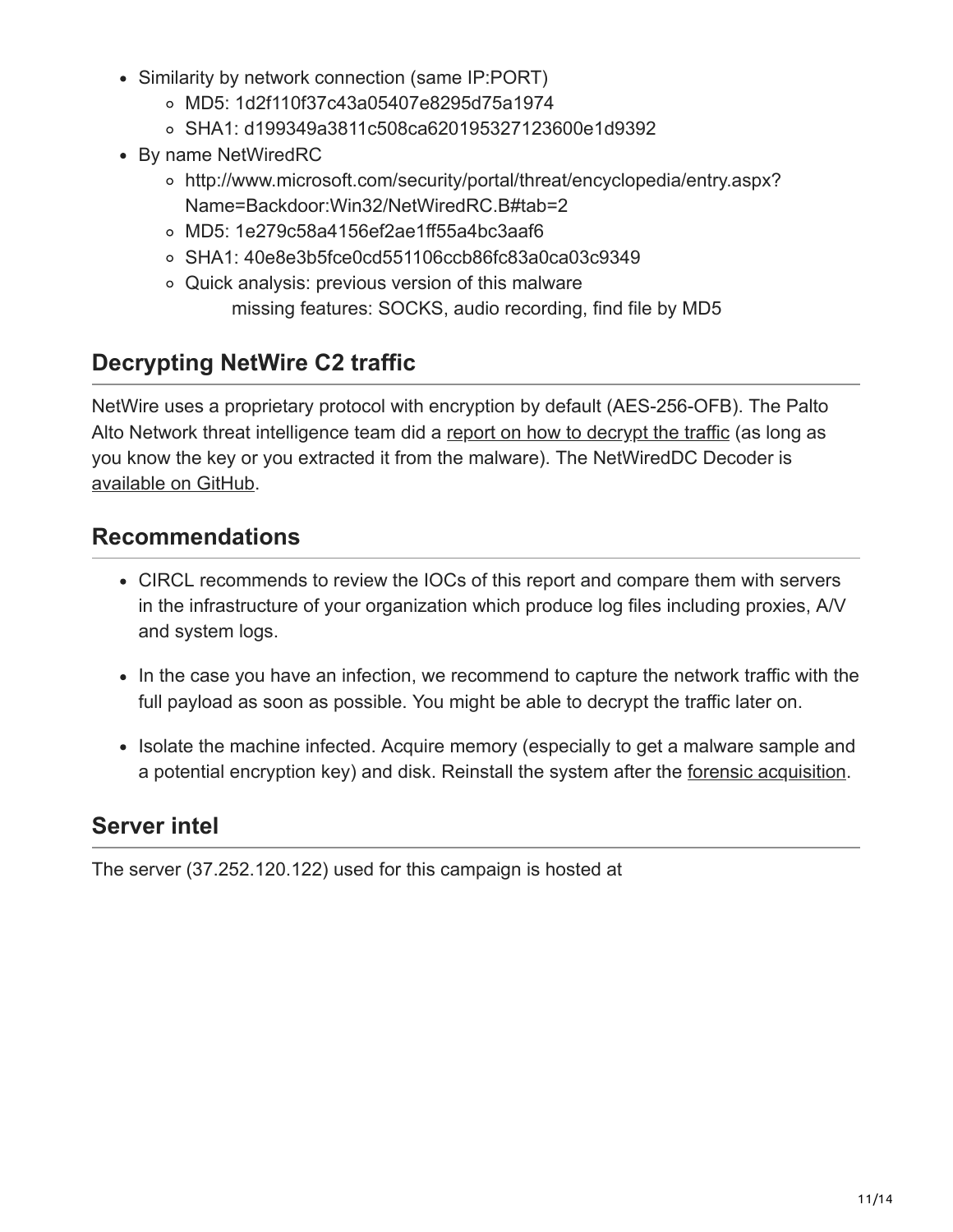- Similarity by network connection (same IP:PORT)
    - MD5: 1d2f110f37c43a05407e8295d75a1974
    - SHA1: d199349a3811c508ca620195327123600e1d9392
- By name NetWiredRC
    - http://www.microsoft.com/security/portal/threat/encyclopedia/entry.aspx?Name=Backdoor:Win32/NetWiredRC.B#tab=2
    - MD5: 1e279c58a4156ef2ae1ff55a4bc3aaf6
    - SHA1: 40e8e3b5fce0cd551106ccb86fc83a0ca03c9349
    - Quick analysis: previous version of this malware
      missing features: SOCKS, audio recording, find file by MD5

## Decrypting NetWire C2 traffic

NetWire uses a proprietary protocol with encryption by default (AES-256-OFB). The Palto Alto Network threat intelligence team did a report on how to decrypt the traffic (as long as you know the key or you extracted it from the malware). The NetWiredDC Decoder is available on GitHub.

## Recommendations

- CIRCL recommends to review the IOCs of this report and compare them with servers in the infrastructure of your organization which produce log files including proxies, A/V and system logs.
- In the case you have an infection, we recommend to capture the network traffic with the full payload as soon as possible. You might be able to decrypt the traffic later on.
- Isolate the machine infected. Acquire memory (especially to get a malware sample and a potential encryption key) and disk. Reinstall the system after the forensic acquisition.

## Server intel

The server (37.252.120.122) used for this campaign is hosted at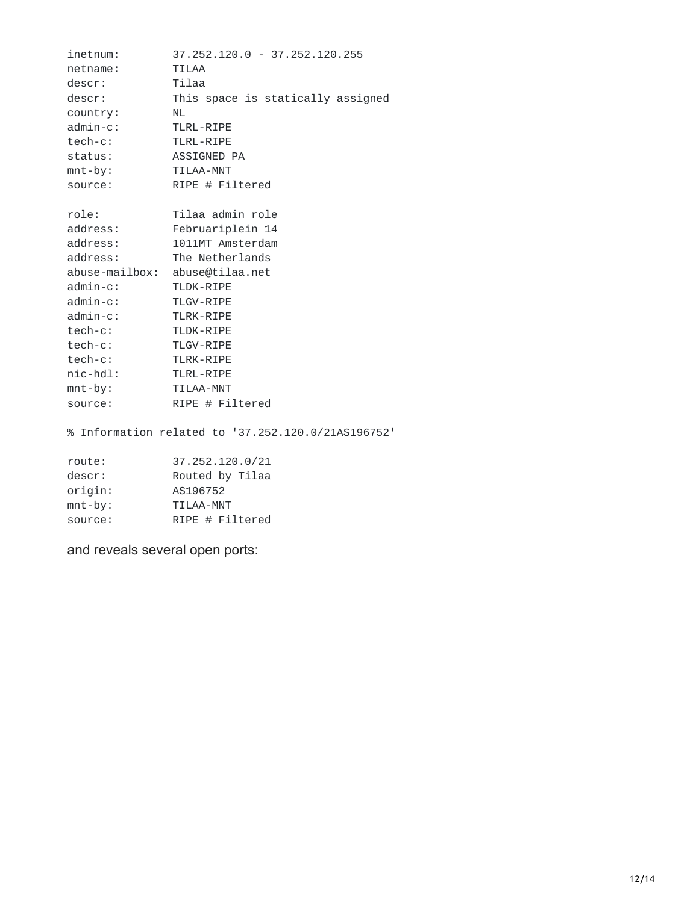```
inetnum:        37.252.120.0 - 37.252.120.255
netname:        TILAA
descr:          Tilaa
descr:          This space is statically assigned
country:        NL
admin-c:        TLRL-RIPE
tech-c:         TLRL-RIPE
status:         ASSIGNED PA
mnt-by:         TILAA-MNT
source:         RIPE # Filtered

role:           Tilaa admin role
address:        Februariplein 14
address:        1011MT Amsterdam
address:        The Netherlands
abuse-mailbox:  abuse@tilaa.net
admin-c:        TLDK-RIPE
admin-c:        TLGV-RIPE
admin-c:        TLRK-RIPE
tech-c:         TLDK-RIPE
tech-c:         TLGV-RIPE
tech-c:         TLRK-RIPE
nic-hdl:        TLRL-RIPE
mnt-by:         TILAA-MNT
source:         RIPE # Filtered

% Information related to '37.252.120.0/21AS196752'

route:          37.252.120.0/21
descr:          Routed by Tilaa
origin:         AS196752
mnt-by:         TILAA-MNT
source:         RIPE # Filtered
```

and reveals several open ports: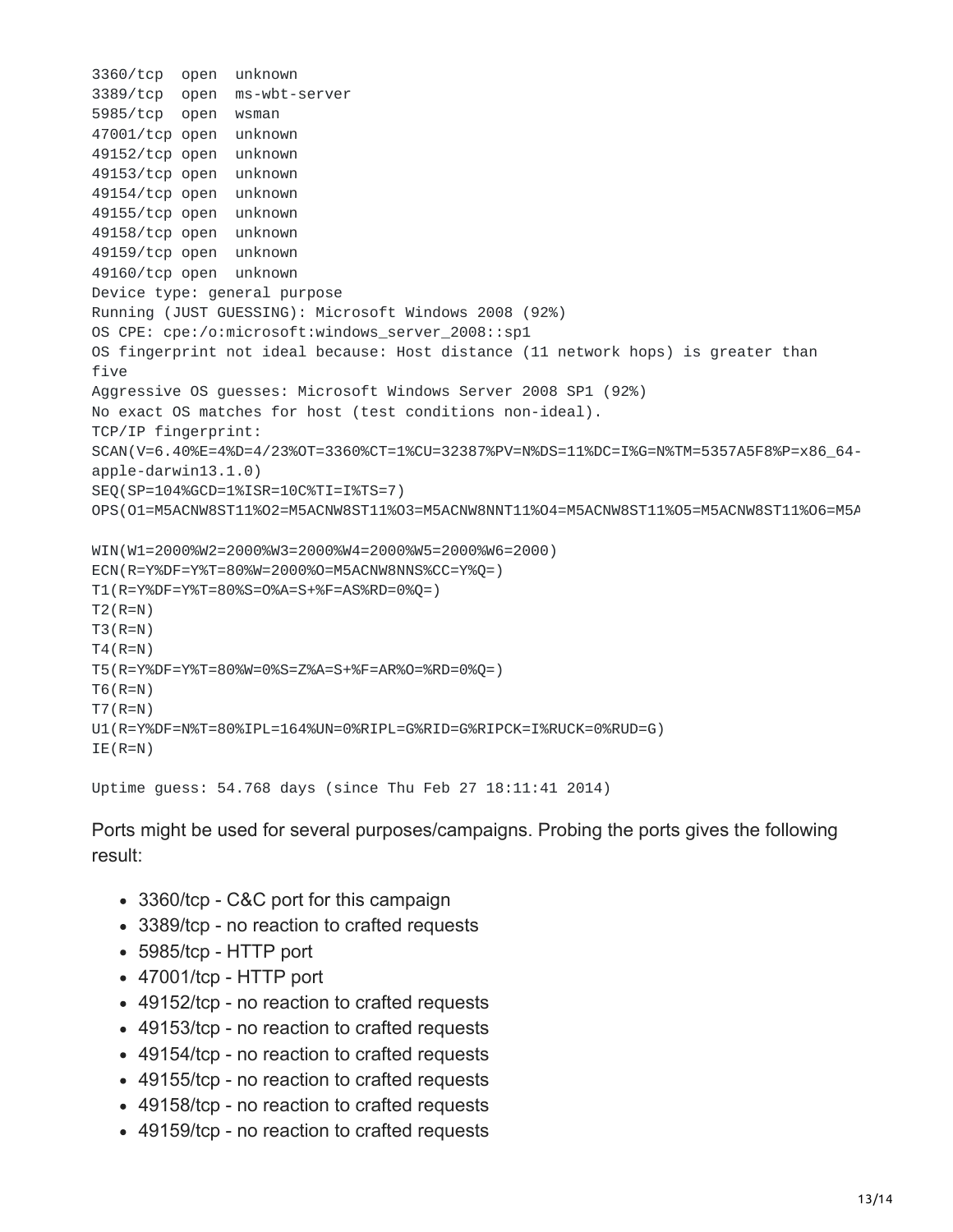```
3360/tcp  open  unknown
3389/tcp  open  ms-wbt-server
5985/tcp  open  wsman
47001/tcp open  unknown
49152/tcp open  unknown
49153/tcp open  unknown
49154/tcp open  unknown
49155/tcp open  unknown
49158/tcp open  unknown
49159/tcp open  unknown
49160/tcp open  unknown
Device type: general purpose
Running (JUST GUESSING): Microsoft Windows 2008 (92%)
OS CPE: cpe:/o:microsoft:windows_server_2008::sp1
OS fingerprint not ideal because: Host distance (11 network hops) is greater than
five
Aggressive OS guesses: Microsoft Windows Server 2008 SP1 (92%)
No exact OS matches for host (test conditions non-ideal).
TCP/IP fingerprint:
SCAN(V=6.40%E=4%D=4/23%OT=3360%CT=1%CU=32387%PV=N%DS=11%DC=I%G=N%TM=5357A5F8%P=x86_64-
apple-darwin13.1.0)
SEQ(SP=104%GCD=1%ISR=10C%TI=I%TS=7)
OPS(O1=M5ACNW8ST11%O2=M5ACNW8ST11%O3=M5ACNW8NNT11%O4=M5ACNW8ST11%O5=M5ACNW8ST11%O6=M5A

WIN(W1=2000%W2=2000%W3=2000%W4=2000%W5=2000%W6=2000)
ECN(R=Y%DF=Y%T=80%W=2000%O=M5ACNW8NNS%CC=Y%Q=)
T1(R=Y%DF=Y%T=80%S=O%A=S+%F=AS%RD=0%Q=)
T2(R=N)
T3(R=N)
T4(R=N)
T5(R=Y%DF=Y%T=80%W=0%S=Z%A=S+%F=AR%O=%RD=0%Q=)
T6(R=N)
T7(R=N)
U1(R=Y%DF=N%T=80%IPL=164%UN=0%RIPL=G%RID=G%RIPCK=I%RUCK=0%RUD=G)
IE(R=N)

Uptime guess: 54.768 days (since Thu Feb 27 18:11:41 2014)
```

Ports might be used for several purposes/campaigns. Probing the ports gives the following result:

- 3360/tcp - C&C port for this campaign
- 3389/tcp - no reaction to crafted requests
- 5985/tcp - HTTP port
- 47001/tcp - HTTP port
- 49152/tcp - no reaction to crafted requests
- 49153/tcp - no reaction to crafted requests
- 49154/tcp - no reaction to crafted requests
- 49155/tcp - no reaction to crafted requests
- 49158/tcp - no reaction to crafted requests
- 49159/tcp - no reaction to crafted requests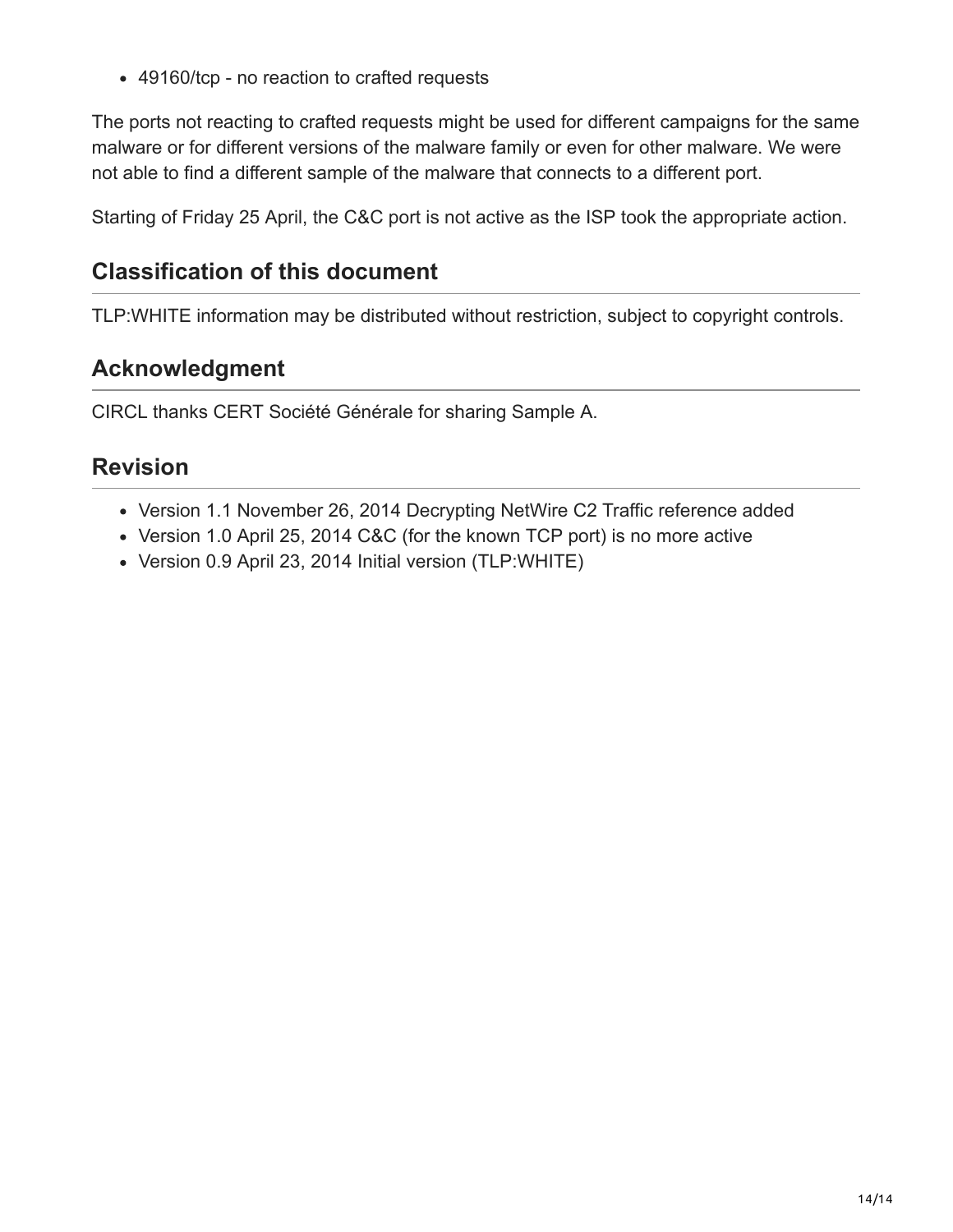- 49160/tcp - no reaction to crafted requests

The ports not reacting to crafted requests might be used for different campaigns for the same malware or for different versions of the malware family or even for other malware. We were not able to find a different sample of the malware that connects to a different port.

Starting of Friday 25 April, the C&C port is not active as the ISP took the appropriate action.

## Classification of this document

TLP:WHITE information may be distributed without restriction, subject to copyright controls.

## Acknowledgment

CIRCL thanks CERT Société Générale for sharing Sample A.

## Revision

- Version 1.1 November 26, 2014 Decrypting NetWire C2 Traffic reference added
- Version 1.0 April 25, 2014 C&C (for the known TCP port) is no more active
- Version 0.9 April 23, 2014 Initial version (TLP:WHITE)